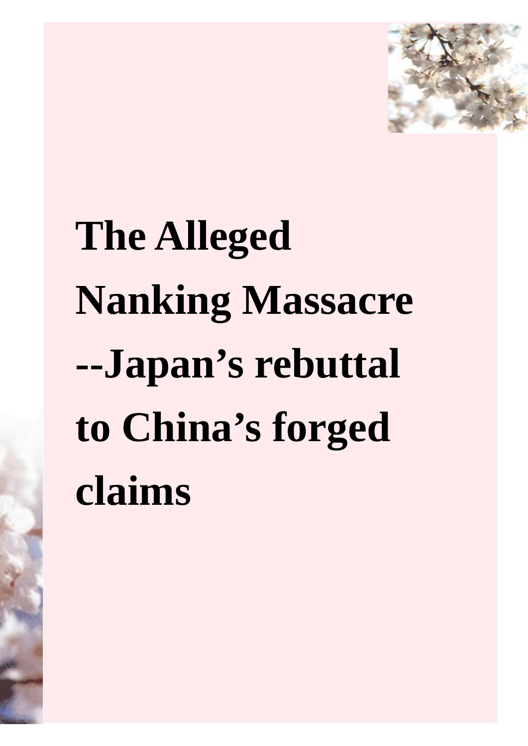# The Alleged Nanking Massacre --Japan's rebuttal to China's forged claims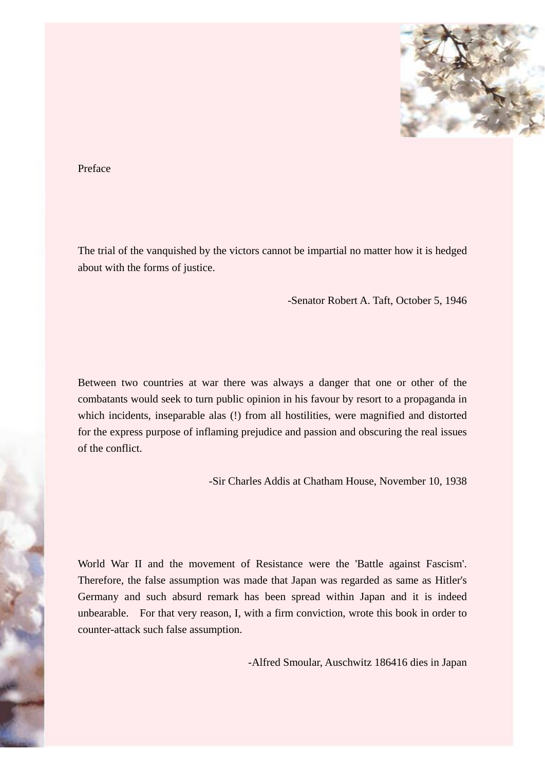# Preface

The trial of the vanquished by the victors cannot be impartial no matter how it is hedged about with the forms of justice.

-Senator Robert A. Taft, October 5, 1946

Between two countries at war there was always a danger that one or other of the combatants would seek to turn public opinion in his favour by resort to a propaganda in which incidents, inseparable alas (!) from all hostilities, were magnified and distorted for the express purpose of inflaming prejudice and passion and obscuring the real issues of the conflict.

-Sir Charles Addis at Chatham House, November 10, 1938

World War II and the movement of Resistance were the 'Battle against Fascism'. Therefore, the false assumption was made that Japan was regarded as same as Hitler's Germany and such absurd remark has been spread within Japan and it is indeed unbearable. For that very reason, I, with a firm conviction, wrote this book in order to counter-attack such false assumption.

-Alfred Smoular, Auschwitz 186416 dies in Japan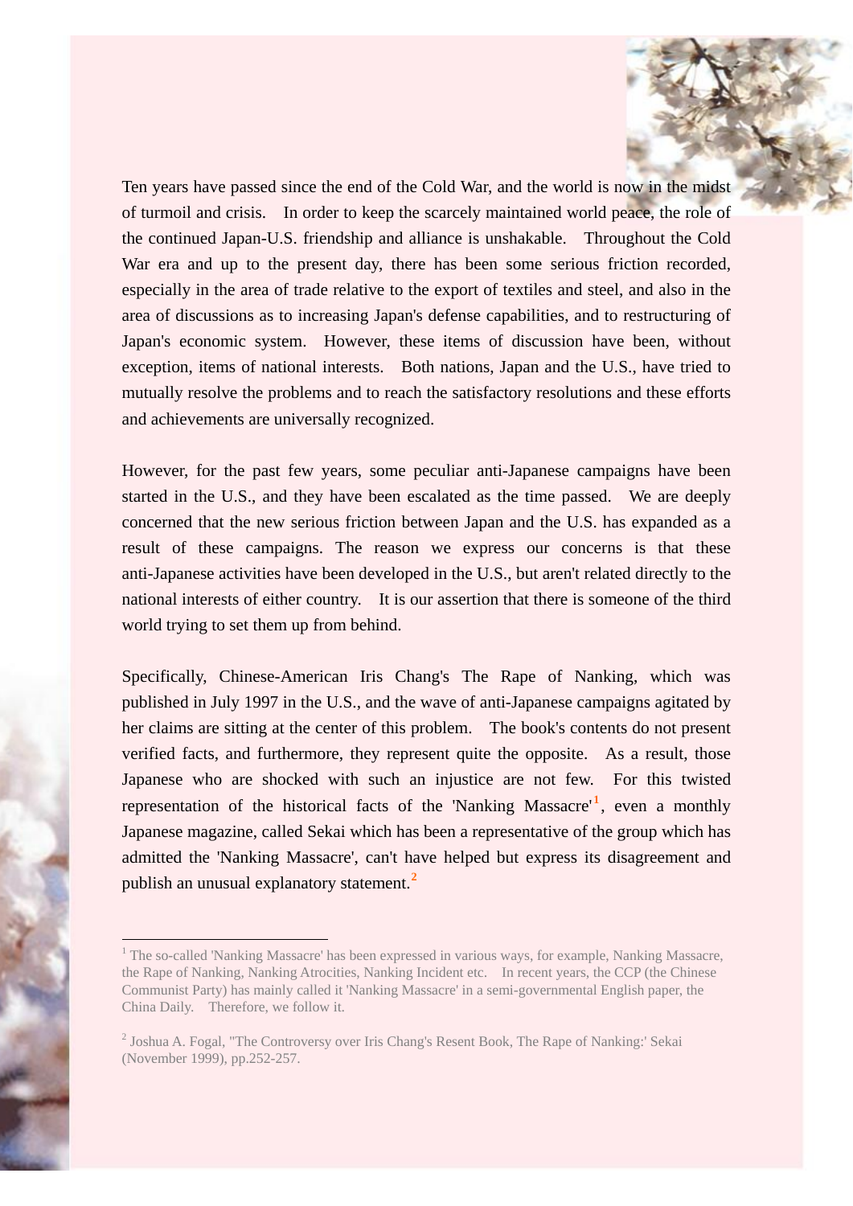Ten years have passed since the end of the Cold War, and the world is now in the midst of turmoil and crisis. In order to keep the scarcely maintained world peace, the role of the continued Japan-U.S. friendship and alliance is unshakable. Throughout the Cold War era and up to the present day, there has been some serious friction recorded, especially in the area of trade relative to the export of textiles and steel, and also in the area of discussions as to increasing Japan's defense capabilities, and to restructuring of Japan's economic system. However, these items of discussion have been, without exception, items of national interests. Both nations, Japan and the U.S., have tried to mutually resolve the problems and to reach the satisfactory resolutions and these efforts and achievements are universally recognized.

However, for the past few years, some peculiar anti-Japanese campaigns have been started in the U.S., and they have been escalated as the time passed. We are deeply concerned that the new serious friction between Japan and the U.S. has expanded as a result of these campaigns. The reason we express our concerns is that these anti-Japanese activities have been developed in the U.S., but aren't related directly to the national interests of either country. It is our assertion that there is someone of the third world trying to set them up from behind.

Specifically, Chinese-American Iris Chang's The Rape of Nanking, which was published in July 1997 in the U.S., and the wave of anti-Japanese campaigns agitated by her claims are sitting at the center of this problem. The book's contents do not present verified facts, and furthermore, they represent quite the opposite. As a result, those Japanese who are shocked with such an injustice are not few. For this twisted representation of the historical facts of the 'Nanking Massacre'[1], even a monthly Japanese magazine, called Sekai which has been a representative of the group which has admitted the 'Nanking Massacre', can't have helped but express its disagreement and publish an unusual explanatory statement.[2]

---

[1] The so-called 'Nanking Massacre' has been expressed in various ways, for example, Nanking Massacre, the Rape of Nanking, Nanking Atrocities, Nanking Incident etc. In recent years, the CCP (the Chinese Communist Party) has mainly called it 'Nanking Massacre' in a semi-governmental English paper, the China Daily. Therefore, we follow it.

[2] Joshua A. Fogal, "The Controversy over Iris Chang's Resent Book, The Rape of Nanking:' Sekai (November 1999), pp.252-257.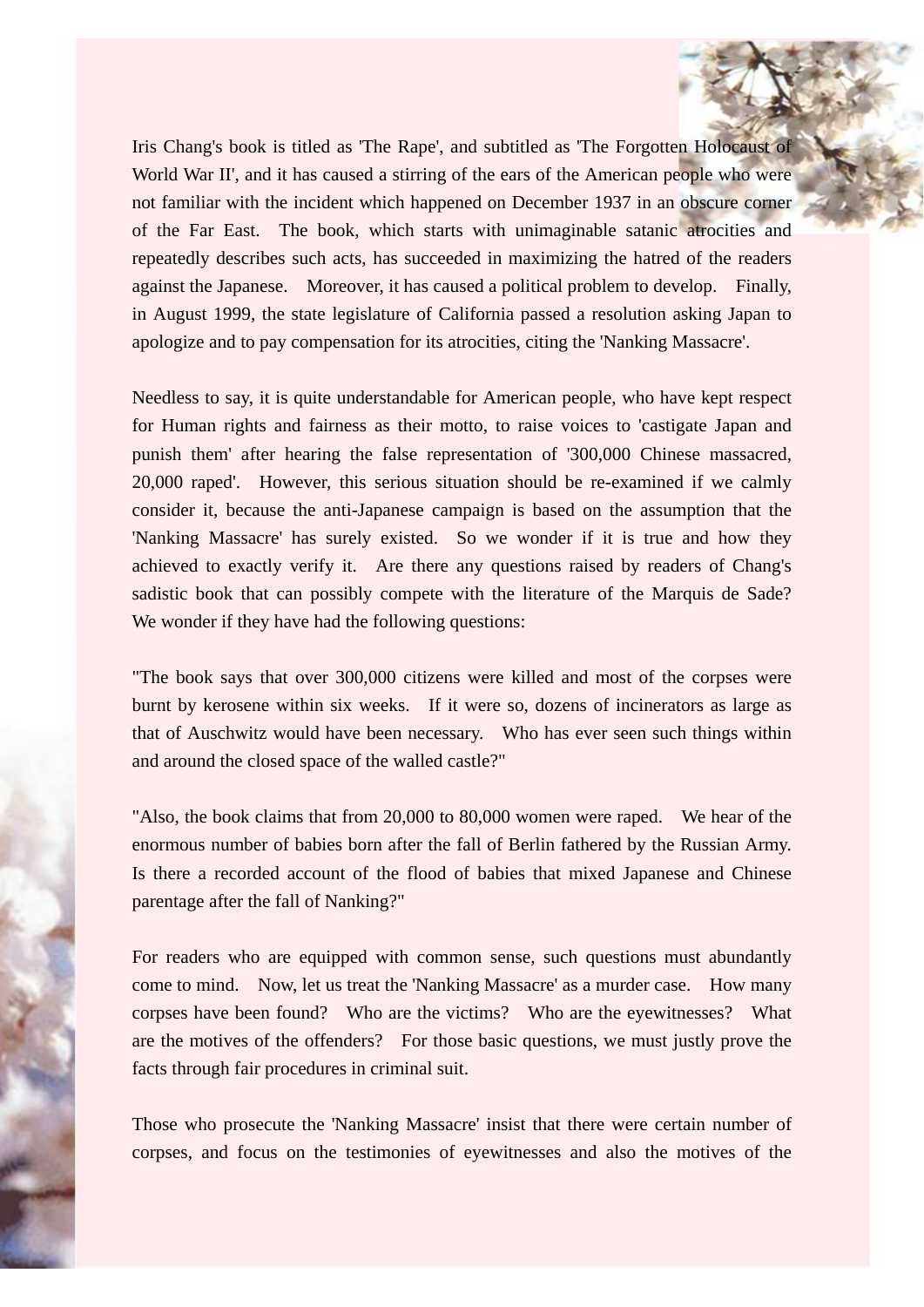Iris Chang's book is titled as 'The Rape', and subtitled as 'The Forgotten Holocaust of World War II', and it has caused a stirring of the ears of the American people who were not familiar with the incident which happened on December 1937 in an obscure corner of the Far East. The book, which starts with unimaginable satanic atrocities and repeatedly describes such acts, has succeeded in maximizing the hatred of the readers against the Japanese. Moreover, it has caused a political problem to develop. Finally, in August 1999, the state legislature of California passed a resolution asking Japan to apologize and to pay compensation for its atrocities, citing the 'Nanking Massacre'.

Needless to say, it is quite understandable for American people, who have kept respect for Human rights and fairness as their motto, to raise voices to 'castigate Japan and punish them' after hearing the false representation of '300,000 Chinese massacred, 20,000 raped'. However, this serious situation should be re-examined if we calmly consider it, because the anti-Japanese campaign is based on the assumption that the 'Nanking Massacre' has surely existed. So we wonder if it is true and how they achieved to exactly verify it. Are there any questions raised by readers of Chang's sadistic book that can possibly compete with the literature of the Marquis de Sade? We wonder if they have had the following questions:

"The book says that over 300,000 citizens were killed and most of the corpses were burnt by kerosene within six weeks. If it were so, dozens of incinerators as large as that of Auschwitz would have been necessary. Who has ever seen such things within and around the closed space of the walled castle?"

"Also, the book claims that from 20,000 to 80,000 women were raped. We hear of the enormous number of babies born after the fall of Berlin fathered by the Russian Army. Is there a recorded account of the flood of babies that mixed Japanese and Chinese parentage after the fall of Nanking?"

For readers who are equipped with common sense, such questions must abundantly come to mind. Now, let us treat the 'Nanking Massacre' as a murder case. How many corpses have been found? Who are the victims? Who are the eyewitnesses? What are the motives of the offenders? For those basic questions, we must justly prove the facts through fair procedures in criminal suit.

Those who prosecute the 'Nanking Massacre' insist that there were certain number of corpses, and focus on the testimonies of eyewitnesses and also the motives of the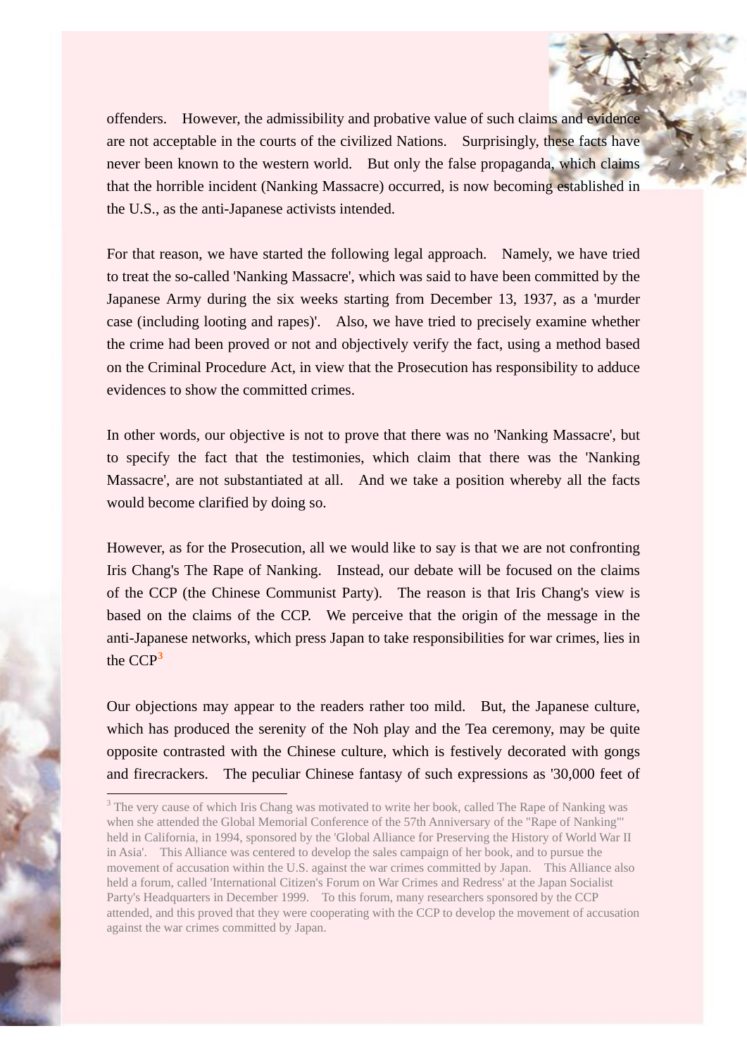offenders. However, the admissibility and probative value of such claims and evidence are not acceptable in the courts of the civilized Nations. Surprisingly, these facts have never been known to the western world. But only the false propaganda, which claims that the horrible incident (Nanking Massacre) occurred, is now becoming established in the U.S., as the anti-Japanese activists intended.

For that reason, we have started the following legal approach. Namely, we have tried to treat the so-called 'Nanking Massacre', which was said to have been committed by the Japanese Army during the six weeks starting from December 13, 1937, as a 'murder case (including looting and rapes)'. Also, we have tried to precisely examine whether the crime had been proved or not and objectively verify the fact, using a method based on the Criminal Procedure Act, in view that the Prosecution has responsibility to adduce evidences to show the committed crimes.

In other words, our objective is not to prove that there was no 'Nanking Massacre', but to specify the fact that the testimonies, which claim that there was the 'Nanking Massacre', are not substantiated at all. And we take a position whereby all the facts would become clarified by doing so.

However, as for the Prosecution, all we would like to say is that we are not confronting Iris Chang's The Rape of Nanking. Instead, our debate will be focused on the claims of the CCP (the Chinese Communist Party). The reason is that Iris Chang's view is based on the claims of the CCP. We perceive that the origin of the message in the anti-Japanese networks, which press Japan to take responsibilities for war crimes, lies in the CCP[3]

Our objections may appear to the readers rather too mild. But, the Japanese culture, which has produced the serenity of the Noh play and the Tea ceremony, may be quite opposite contrasted with the Chinese culture, which is festively decorated with gongs and firecrackers. The peculiar Chinese fantasy of such expressions as '30,000 feet of

---

[3] The very cause of which Iris Chang was motivated to write her book, called The Rape of Nanking was when she attended the Global Memorial Conference of the 57th Anniversary of the "Rape of Nanking"' held in California, in 1994, sponsored by the 'Global Alliance for Preserving the History of World War II in Asia'. This Alliance was centered to develop the sales campaign of her book, and to pursue the movement of accusation within the U.S. against the war crimes committed by Japan. This Alliance also held a forum, called 'International Citizen's Forum on War Crimes and Redress' at the Japan Socialist Party's Headquarters in December 1999. To this forum, many researchers sponsored by the CCP attended, and this proved that they were cooperating with the CCP to develop the movement of accusation against the war crimes committed by Japan.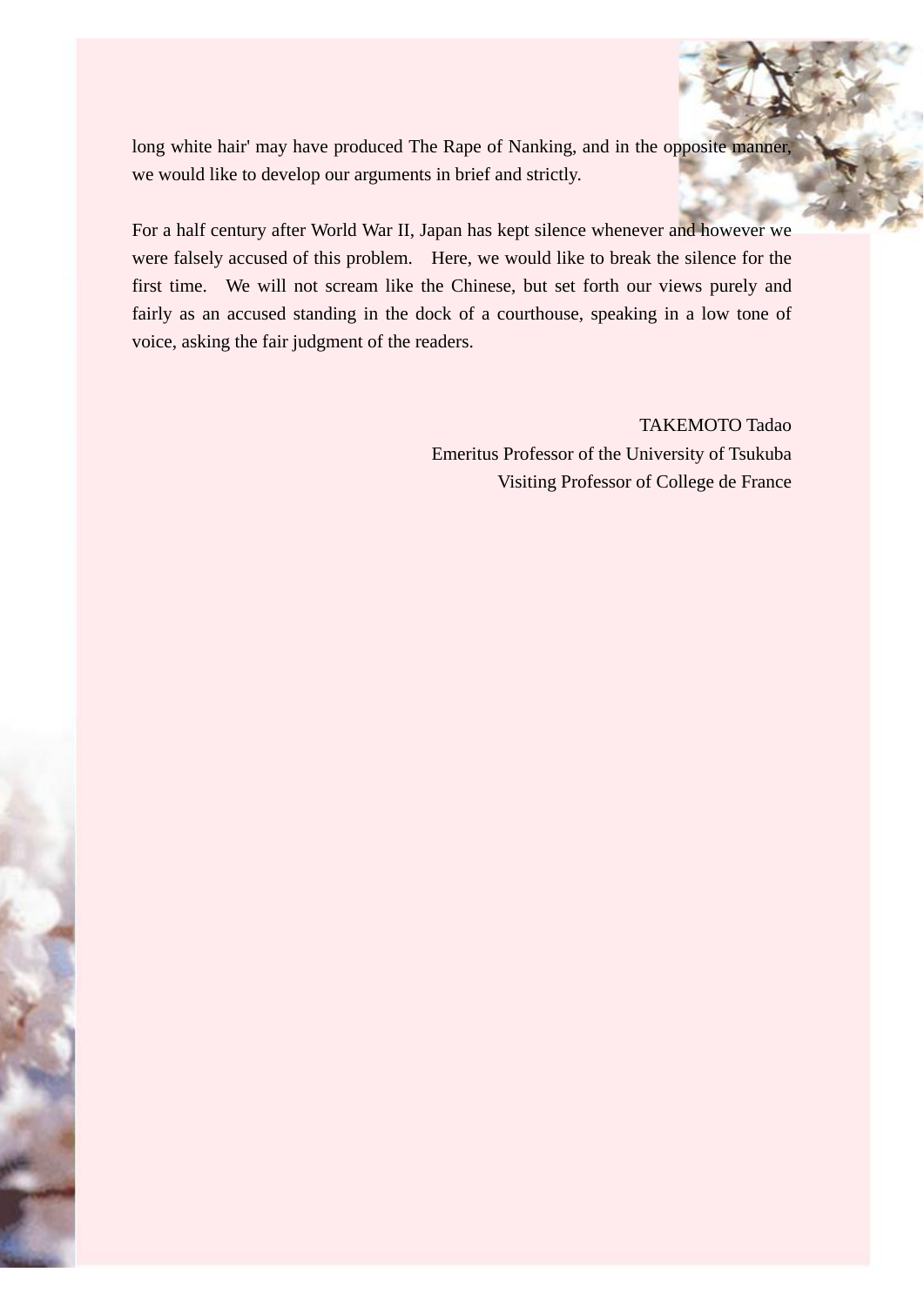long white hair' may have produced The Rape of Nanking, and in the opposite manner, we would like to develop our arguments in brief and strictly.

For a half century after World War II, Japan has kept silence whenever and however we were falsely accused of this problem. Here, we would like to break the silence for the first time. We will not scream like the Chinese, but set forth our views purely and fairly as an accused standing in the dock of a courthouse, speaking in a low tone of voice, asking the fair judgment of the readers.

TAKEMOTO Tadao
Emeritus Professor of the University of Tsukuba
Visiting Professor of College de France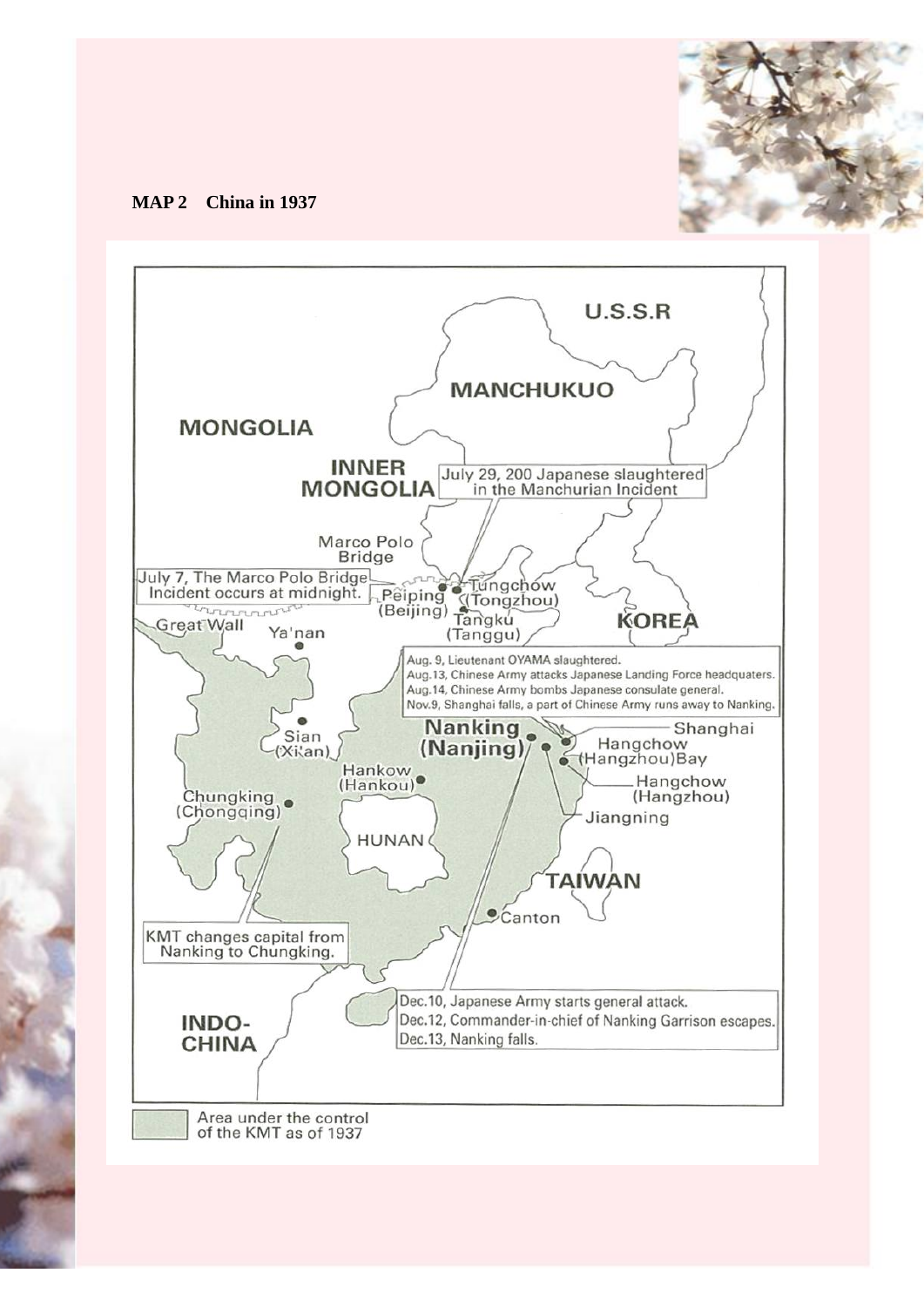**MAP 2 China in 1937**

U.S.S.R

MANCHUKUO

MONGOLIA

INNER MONGOLIA

July 29, 200 Japanese slaughtered in the Manchurian Incident

Marco Polo Bridge

July 7, The Marco Polo Bridge Incident occurs at midnight.

Peiping (Beijing)

Tungchow (Tongzhou)

Tangku (Tanggu)

KOREA

Great Wall

Ya'nan

Aug. 9, Lieutenant OYAMA slaughtered.
Aug.13, Chinese Army attacks Japanese Landing Force headquaters.
Aug.14, Chinese Army bombs Japanese consulate general.
Nov.9, Shanghai falls, a part of Chinese Army runs away to Nanking.

Sian (Xi'an)

Nanking (Nanjing)

Shanghai

Hangchow (Hangzhou)Bay

Hankow (Hankou)

Hangchow (Hangzhou)

Chungking (Chongqing)

Jiangning

HUNAN

TAIWAN

Canton

KMT changes capital from Nanking to Chungking.

Dec.10, Japanese Army starts general attack.
Dec.12, Commander-in-chief of Nanking Garrison escapes.
Dec.13, Nanking falls.

INDO-CHINA

Area under the control of the KMT as of 1937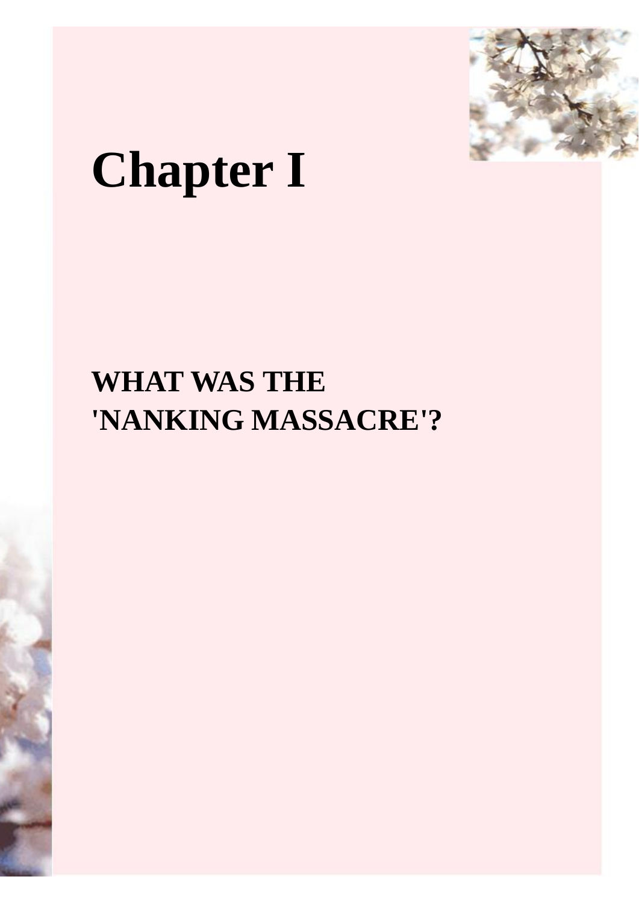# Chapter I

## WHAT WAS THE 'NANKING MASSACRE'?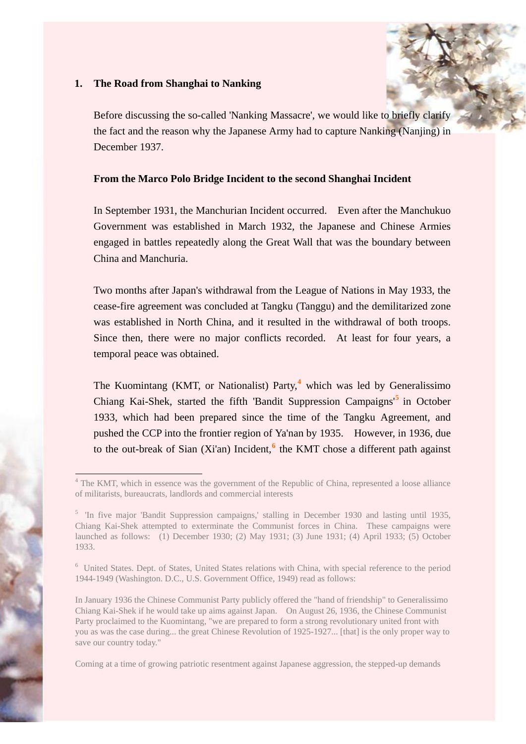## 1. The Road from Shanghai to Nanking

Before discussing the so-called 'Nanking Massacre', we would like to briefly clarify the fact and the reason why the Japanese Army had to capture Nanking (Nanjing) in December 1937.

### From the Marco Polo Bridge Incident to the second Shanghai Incident

In September 1931, the Manchurian Incident occurred. Even after the Manchukuo Government was established in March 1932, the Japanese and Chinese Armies engaged in battles repeatedly along the Great Wall that was the boundary between China and Manchuria.

Two months after Japan's withdrawal from the League of Nations in May 1933, the cease-fire agreement was concluded at Tangku (Tanggu) and the demilitarized zone was established in North China, and it resulted in the withdrawal of both troops. Since then, there were no major conflicts recorded. At least for four years, a temporal peace was obtained.

The Kuomintang (KMT, or Nationalist) Party,[4] which was led by Generalissimo Chiang Kai-Shek, started the fifth 'Bandit Suppression Campaigns'[5] in October 1933, which had been prepared since the time of the Tangku Agreement, and pushed the CCP into the frontier region of Ya'nan by 1935. However, in 1936, due to the out-break of Sian (Xi'an) Incident,[6] the KMT chose a different path against

---

[4] The KMT, which in essence was the government of the Republic of China, represented a loose alliance of militarists, bureaucrats, landlords and commercial interests

[5] 'In five major 'Bandit Suppression campaigns,' stalling in December 1930 and lasting until 1935, Chiang Kai-Shek attempted to exterminate the Communist forces in China. These campaigns were launched as follows: (1) December 1930; (2) May 1931; (3) June 1931; (4) April 1933; (5) October 1933.

[6] United States. Dept. of States, United States relations with China, with special reference to the period 1944-1949 (Washington. D.C., U.S. Government Office, 1949) read as follows:

In January 1936 the Chinese Communist Party publicly offered the "hand of friendship" to Generalissimo Chiang Kai-Shek if he would take up aims against Japan. On August 26, 1936, the Chinese Communist Party proclaimed to the Kuomintang, "we are prepared to form a strong revolutionary united front with you as was the case during... the great Chinese Revolution of 1925-1927... [that] is the only proper way to save our country today."

Coming at a time of growing patriotic resentment against Japanese aggression, the stepped-up demands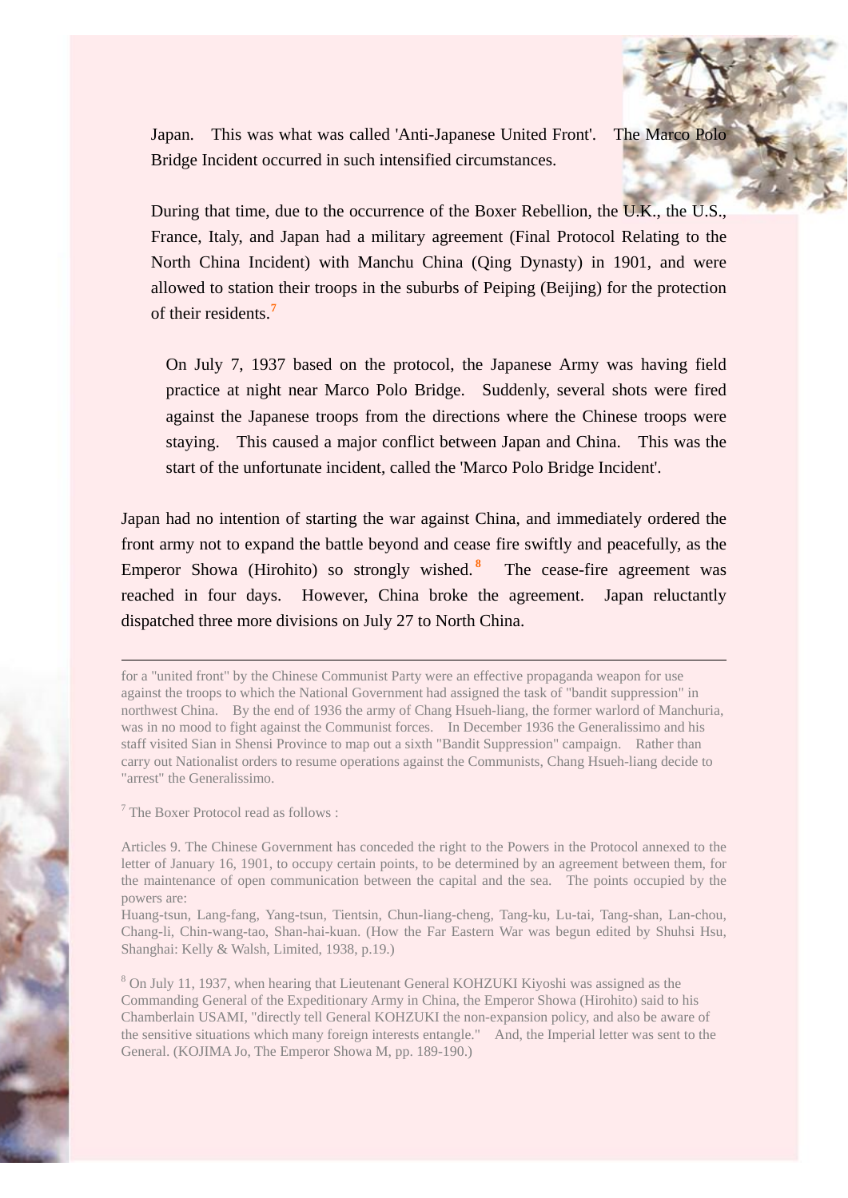Japan. This was what was called 'Anti-Japanese United Front'. The Marco Polo Bridge Incident occurred in such intensified circumstances.

During that time, due to the occurrence of the Boxer Rebellion, the U.K., the U.S., France, Italy, and Japan had a military agreement (Final Protocol Relating to the North China Incident) with Manchu China (Qing Dynasty) in 1901, and were allowed to station their troops in the suburbs of Peiping (Beijing) for the protection of their residents.[7]

> On July 7, 1937 based on the protocol, the Japanese Army was having field practice at night near Marco Polo Bridge. Suddenly, several shots were fired against the Japanese troops from the directions where the Chinese troops were staying. This caused a major conflict between Japan and China. This was the start of the unfortunate incident, called the 'Marco Polo Bridge Incident'.

Japan had no intention of starting the war against China, and immediately ordered the front army not to expand the battle beyond and cease fire swiftly and peacefully, as the Emperor Showa (Hirohito) so strongly wished.[8] The cease-fire agreement was reached in four days. However, China broke the agreement. Japan reluctantly dispatched three more divisions on July 27 to North China.

---

for a "united front" by the Chinese Communist Party were an effective propaganda weapon for use against the troops to which the National Government had assigned the task of "bandit suppression" in northwest China. By the end of 1936 the army of Chang Hsueh-liang, the former warlord of Manchuria, was in no mood to fight against the Communist forces. In December 1936 the Generalissimo and his staff visited Sian in Shensi Province to map out a sixth "Bandit Suppression" campaign. Rather than carry out Nationalist orders to resume operations against the Communists, Chang Hsueh-liang decide to "arrest" the Generalissimo.

[7] The Boxer Protocol read as follows :

Articles 9. The Chinese Government has conceded the right to the Powers in the Protocol annexed to the letter of January 16, 1901, to occupy certain points, to be determined by an agreement between them, for the maintenance of open communication between the capital and the sea. The points occupied by the powers are:
Huang-tsun, Lang-fang, Yang-tsun, Tientsin, Chun-liang-cheng, Tang-ku, Lu-tai, Tang-shan, Lan-chou, Chang-li, Chin-wang-tao, Shan-hai-kuan. (How the Far Eastern War was begun edited by Shuhsi Hsu, Shanghai: Kelly & Walsh, Limited, 1938, p.19.)

[8] On July 11, 1937, when hearing that Lieutenant General KOHZUKI Kiyoshi was assigned as the Commanding General of the Expeditionary Army in China, the Emperor Showa (Hirohito) said to his Chamberlain USAMI, "directly tell General KOHZUKI the non-expansion policy, and also be aware of the sensitive situations which many foreign interests entangle." And, the Imperial letter was sent to the General. (KOJIMA Jo, The Emperor Showa M, pp. 189-190.)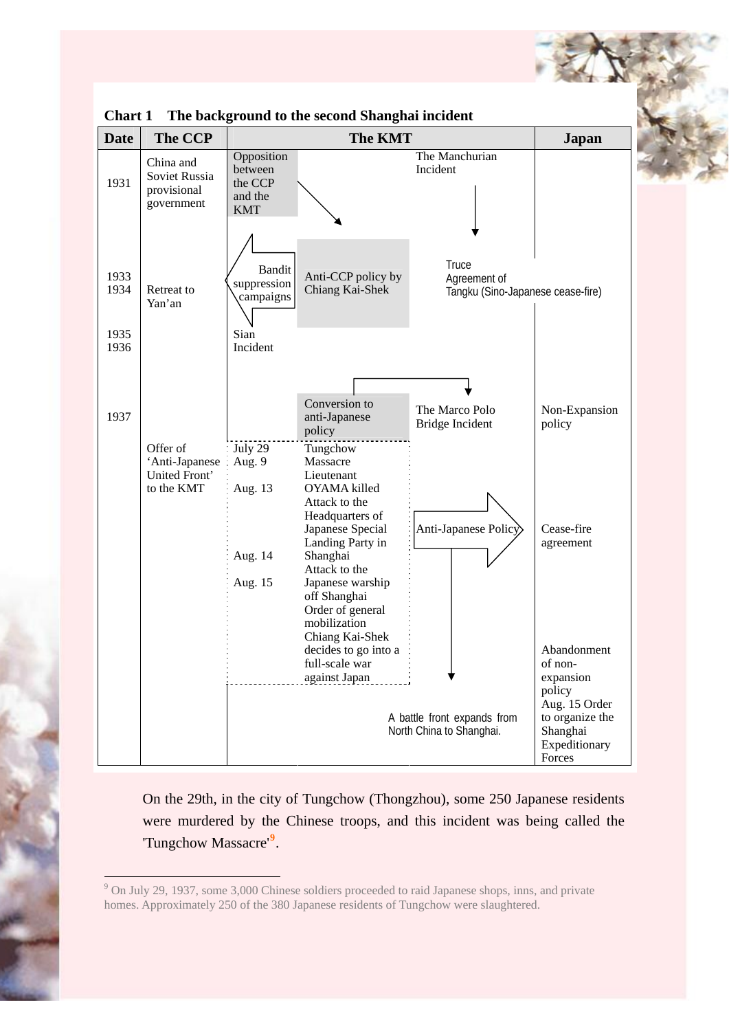**Chart 1 The background to the second Shanghai incident**

| Date | The CCP | The KMT | | | Japan |
|---|---|---|---|---|---|
| 1931 | China and Soviet Russia provisional government | Opposition between the CCP and the KMT | | The Manchurian Incident | |
| 1933<br>1934 | Retreat to Yan'an | Bandit suppression campaigns | Anti-CCP policy by Chiang Kai-Shek | Truce Agreement of Tangku (Sino-Japanese cease-fire) | |
| 1935<br>1936 | | Sian Incident | | | |
| 1937 | | | Conversion to anti-Japanese policy | The Marco Polo Bridge Incident | Non-Expansion policy |
| | Offer of 'Anti-Japanese United Front' to the KMT | July 29 | Tungchow Massacre | | |
| | | Aug. 9 | Lieutenant OYAMA killed | | |
| | | Aug. 13 | Attack to the Headquarters of Japanese Special Landing Party in Shanghai | Anti-Japanese Policy | Cease-fire agreement |
| | | Aug. 14 | Attack to the Japanese warship off Shanghai | | |
| | | Aug. 15 | Order of general mobilization<br>Chiang Kai-Shek decides to go into a full-scale war against Japan | | Abandonment of non-expansion policy<br>Aug. 15 Order to organize the Shanghai Expeditionary Forces |
| | | | | A battle front expands from North China to Shanghai. | |

On the 29th, in the city of Tungchow (Thongzhou), some 250 Japanese residents were murdered by the Chinese troops, and this incident was being called the 'Tungchow Massacre'[9].

---

[9] On July 29, 1937, some 3,000 Chinese soldiers proceeded to raid Japanese shops, inns, and private homes. Approximately 250 of the 380 Japanese residents of Tungchow were slaughtered.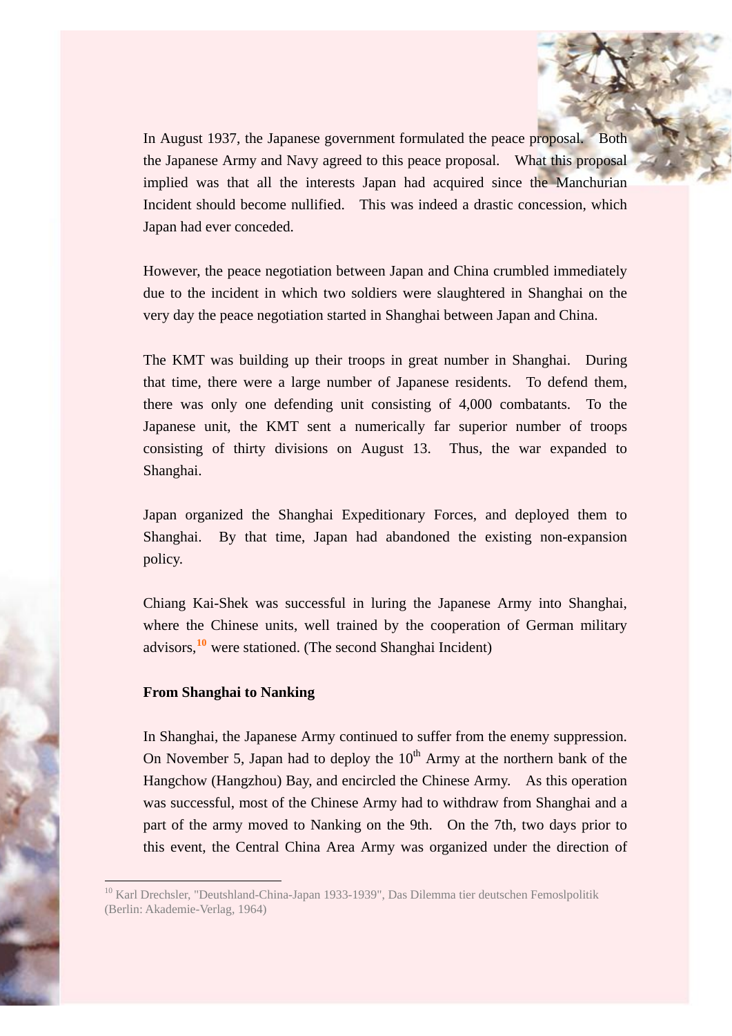In August 1937, the Japanese government formulated the peace proposal. Both the Japanese Army and Navy agreed to this peace proposal. What this proposal implied was that all the interests Japan had acquired since the Manchurian Incident should become nullified. This was indeed a drastic concession, which Japan had ever conceded.

However, the peace negotiation between Japan and China crumbled immediately due to the incident in which two soldiers were slaughtered in Shanghai on the very day the peace negotiation started in Shanghai between Japan and China.

The KMT was building up their troops in great number in Shanghai. During that time, there were a large number of Japanese residents. To defend them, there was only one defending unit consisting of 4,000 combatants. To the Japanese unit, the KMT sent a numerically far superior number of troops consisting of thirty divisions on August 13. Thus, the war expanded to Shanghai.

Japan organized the Shanghai Expeditionary Forces, and deployed them to Shanghai. By that time, Japan had abandoned the existing non-expansion policy.

Chiang Kai-Shek was successful in luring the Japanese Army into Shanghai, where the Chinese units, well trained by the cooperation of German military advisors,[10] were stationed. (The second Shanghai Incident)

**From Shanghai to Nanking**

In Shanghai, the Japanese Army continued to suffer from the enemy suppression. On November 5, Japan had to deploy the 10th Army at the northern bank of the Hangchow (Hangzhou) Bay, and encircled the Chinese Army. As this operation was successful, most of the Chinese Army had to withdraw from Shanghai and a part of the army moved to Nanking on the 9th. On the 7th, two days prior to this event, the Central China Area Army was organized under the direction of

---

[10] Karl Drechsler, "Deutshland-China-Japan 1933-1939", Das Dilemma tier deutschen Femoslpolitik (Berlin: Akademie-Verlag, 1964)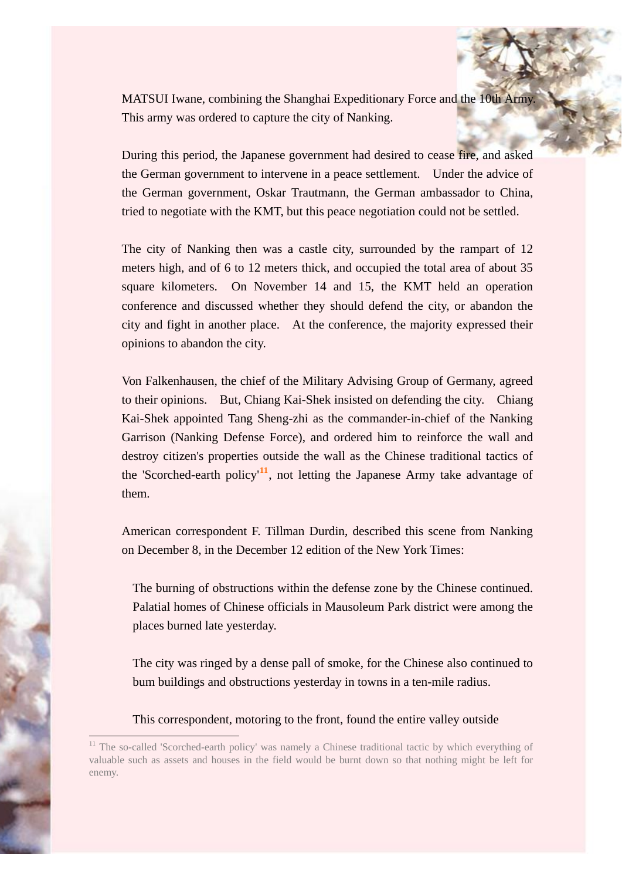MATSUI Iwane, combining the Shanghai Expeditionary Force and the 10th Army. This army was ordered to capture the city of Nanking.

During this period, the Japanese government had desired to cease fire, and asked the German government to intervene in a peace settlement.   Under the advice of the German government, Oskar Trautmann, the German ambassador to China, tried to negotiate with the KMT, but this peace negotiation could not be settled.

The city of Nanking then was a castle city, surrounded by the rampart of 12 meters high, and of 6 to 12 meters thick, and occupied the total area of about 35 square kilometers.  On November 14 and 15, the KMT held an operation conference and discussed whether they should defend the city, or abandon the city and fight in another place.   At the conference, the majority expressed their opinions to abandon the city.

Von Falkenhausen, the chief of the Military Advising Group of Germany, agreed to their opinions.   But, Chiang Kai-Shek insisted on defending the city.   Chiang Kai-Shek appointed Tang Sheng-zhi as the commander-in-chief of the Nanking Garrison (Nanking Defense Force), and ordered him to reinforce the wall and destroy citizen's properties outside the wall as the Chinese traditional tactics of the 'Scorched-earth policy'[11], not letting the Japanese Army take advantage of them.

American correspondent F. Tillman Durdin, described this scene from Nanking on December 8, in the December 12 edition of the New York Times:

> The burning of obstructions within the defense zone by the Chinese continued. Palatial homes of Chinese officials in Mausoleum Park district were among the places burned late yesterday.
>
> The city was ringed by a dense pall of smoke, for the Chinese also continued to bum buildings and obstructions yesterday in towns in a ten-mile radius.
>
> This correspondent, motoring to the front, found the entire valley outside

[11] The so-called 'Scorched-earth policy' was namely a Chinese traditional tactic by which everything of valuable such as assets and houses in the field would be burnt down so that nothing might be left for enemy.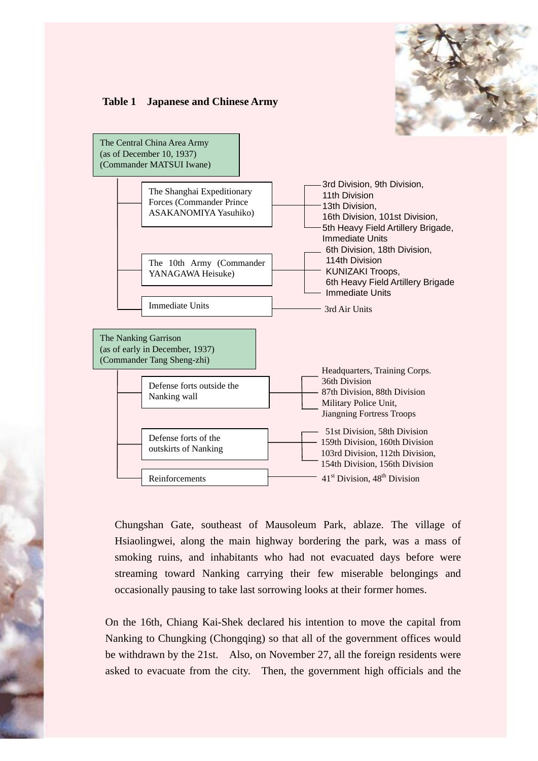**Table 1 Japanese and Chinese Army**

| Command | Subordinate | Units |
| --- | --- | --- |
| The Central China Area Army (as of December 10, 1937) (Commander MATSUI Iwane) | The Shanghai Expeditionary Forces (Commander Prince ASAKANOMIYA Yasuhiko) | 3rd Division, 9th Division, 11th Division, 13th Division, 16th Division, 101st Division, 5th Heavy Field Artillery Brigade, Immediate Units |
| | The 10th Army (Commander YANAGAWA Heisuke) | 6th Division, 18th Division, 114th Division, KUNIZAKI Troops, 6th Heavy Field Artillery Brigade, Immediate Units |
| | Immediate Units | 3rd Air Units |
| The Nanking Garrison (as of early in December, 1937) (Commander Tang Sheng-zhi) | Defense forts outside the Nanking wall | Headquarters, Training Corps., 36th Division, 87th Division, 88th Division, Military Police Unit, Jiangning Fortress Troops |
| | Defense forts of the outskirts of Nanking | 51st Division, 58th Division, 159th Division, 160th Division, 103rd Division, 112th Division, 154th Division, 156th Division |
| | Reinforcements | 41st Division, 48th Division |

> Chungshan Gate, southeast of Mausoleum Park, ablaze. The village of Hsiaolingwei, along the main highway bordering the park, was a mass of smoking ruins, and inhabitants who had not evacuated days before were streaming toward Nanking carrying their few miserable belongings and occasionally pausing to take last sorrowing looks at their former homes.

On the 16th, Chiang Kai-Shek declared his intention to move the capital from Nanking to Chungking (Chongqing) so that all of the government offices would be withdrawn by the 21st. Also, on November 27, all the foreign residents were asked to evacuate from the city. Then, the government high officials and the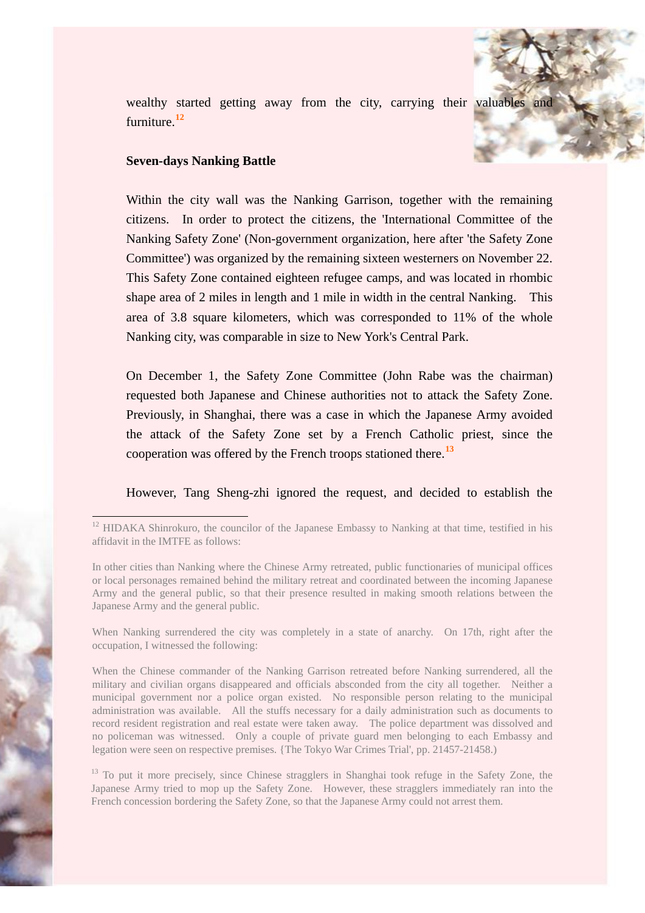wealthy started getting away from the city, carrying their valuables and furniture.[12]

**Seven-days Nanking Battle**

Within the city wall was the Nanking Garrison, together with the remaining citizens. In order to protect the citizens, the 'International Committee of the Nanking Safety Zone' (Non-government organization, here after 'the Safety Zone Committee') was organized by the remaining sixteen westerners on November 22. This Safety Zone contained eighteen refugee camps, and was located in rhombic shape area of 2 miles in length and 1 mile in width in the central Nanking. This area of 3.8 square kilometers, which was corresponded to 11% of the whole Nanking city, was comparable in size to New York's Central Park.

On December 1, the Safety Zone Committee (John Rabe was the chairman) requested both Japanese and Chinese authorities not to attack the Safety Zone. Previously, in Shanghai, there was a case in which the Japanese Army avoided the attack of the Safety Zone set by a French Catholic priest, since the cooperation was offered by the French troops stationed there.[13]

However, Tang Sheng-zhi ignored the request, and decided to establish the

---

[12] HIDAKA Shinrokuro, the councilor of the Japanese Embassy to Nanking at that time, testified in his affidavit in the IMTFE as follows:

In other cities than Nanking where the Chinese Army retreated, public functionaries of municipal offices or local personages remained behind the military retreat and coordinated between the incoming Japanese Army and the general public, so that their presence resulted in making smooth relations between the Japanese Army and the general public.

When Nanking surrendered the city was completely in a state of anarchy. On 17th, right after the occupation, I witnessed the following:

When the Chinese commander of the Nanking Garrison retreated before Nanking surrendered, all the military and civilian organs disappeared and officials absconded from the city all together. Neither a municipal government nor a police organ existed. No responsible person relating to the municipal administration was available. All the stuffs necessary for a daily administration such as documents to record resident registration and real estate were taken away. The police department was dissolved and no policeman was witnessed. Only a couple of private guard men belonging to each Embassy and legation were seen on respective premises. {The Tokyo War Crimes Trial', pp. 21457-21458.)

[13] To put it more precisely, since Chinese stragglers in Shanghai took refuge in the Safety Zone, the Japanese Army tried to mop up the Safety Zone. However, these stragglers immediately ran into the French concession bordering the Safety Zone, so that the Japanese Army could not arrest them.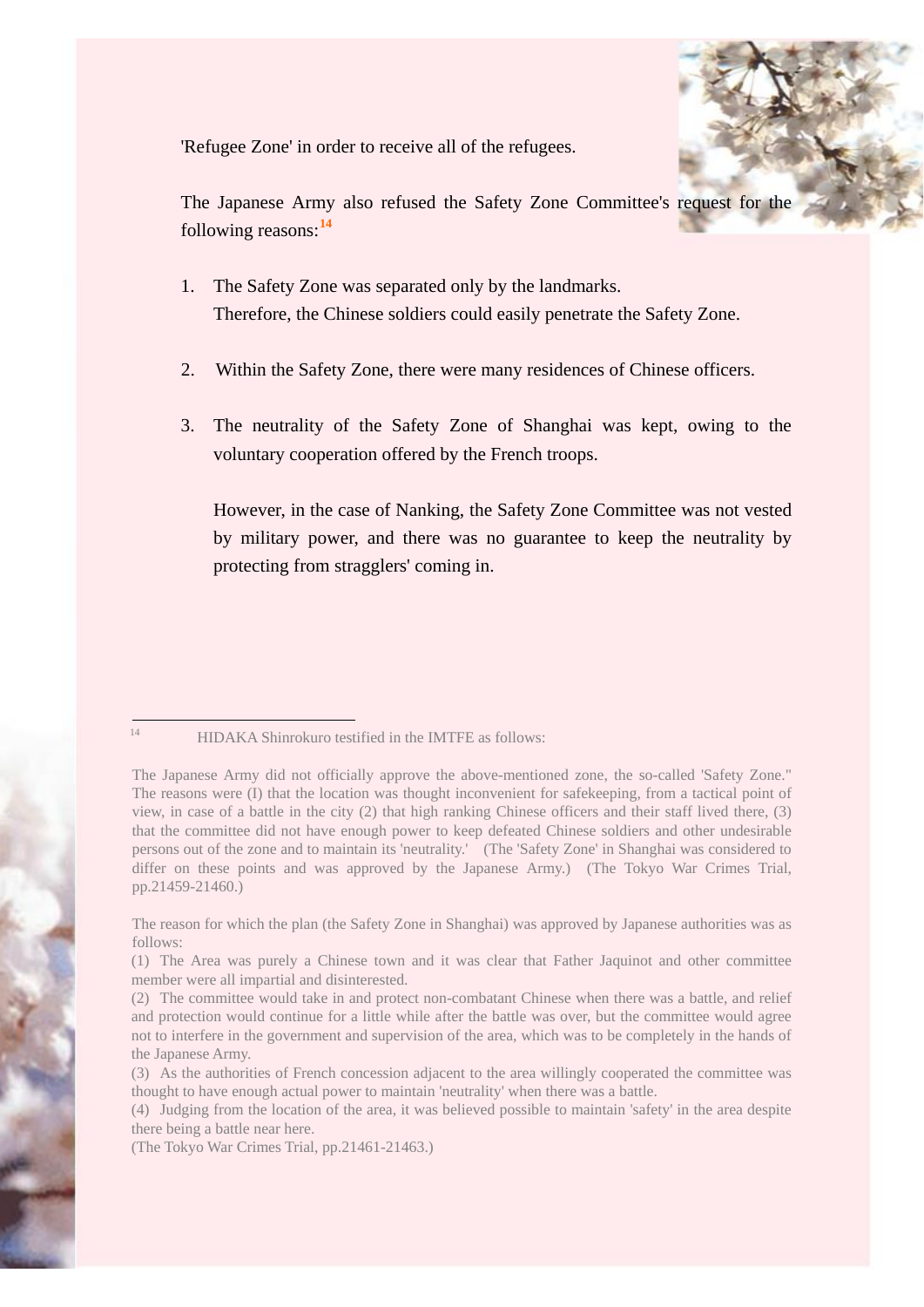'Refugee Zone' in order to receive all of the refugees.

The Japanese Army also refused the Safety Zone Committee's request for the following reasons:[14]

1. The Safety Zone was separated only by the landmarks.
   Therefore, the Chinese soldiers could easily penetrate the Safety Zone.

2. Within the Safety Zone, there were many residences of Chinese officers.

3. The neutrality of the Safety Zone of Shanghai was kept, owing to the voluntary cooperation offered by the French troops.

   However, in the case of Nanking, the Safety Zone Committee was not vested by military power, and there was no guarantee to keep the neutrality by protecting from stragglers' coming in.

---

[14] HIDAKA Shinrokuro testified in the IMTFE as follows:

The Japanese Army did not officially approve the above-mentioned zone, the so-called 'Safety Zone." The reasons were (I) that the location was thought inconvenient for safekeeping, from a tactical point of view, in case of a battle in the city (2) that high ranking Chinese officers and their staff lived there, (3) that the committee did not have enough power to keep defeated Chinese soldiers and other undesirable persons out of the zone and to maintain its 'neutrality.' (The 'Safety Zone' in Shanghai was considered to differ on these points and was approved by the Japanese Army.) (The Tokyo War Crimes Trial, pp.21459-21460.)

The reason for which the plan (the Safety Zone in Shanghai) was approved by Japanese authorities was as follows:
(1) The Area was purely a Chinese town and it was clear that Father Jaquinot and other committee member were all impartial and disinterested.
(2) The committee would take in and protect non-combatant Chinese when there was a battle, and relief and protection would continue for a little while after the battle was over, but the committee would agree not to interfere in the government and supervision of the area, which was to be completely in the hands of the Japanese Army.
(3) As the authorities of French concession adjacent to the area willingly cooperated the committee was thought to have enough actual power to maintain 'neutrality' when there was a battle.
(4) Judging from the location of the area, it was believed possible to maintain 'safety' in the area despite there being a battle near here.
(The Tokyo War Crimes Trial, pp.21461-21463.)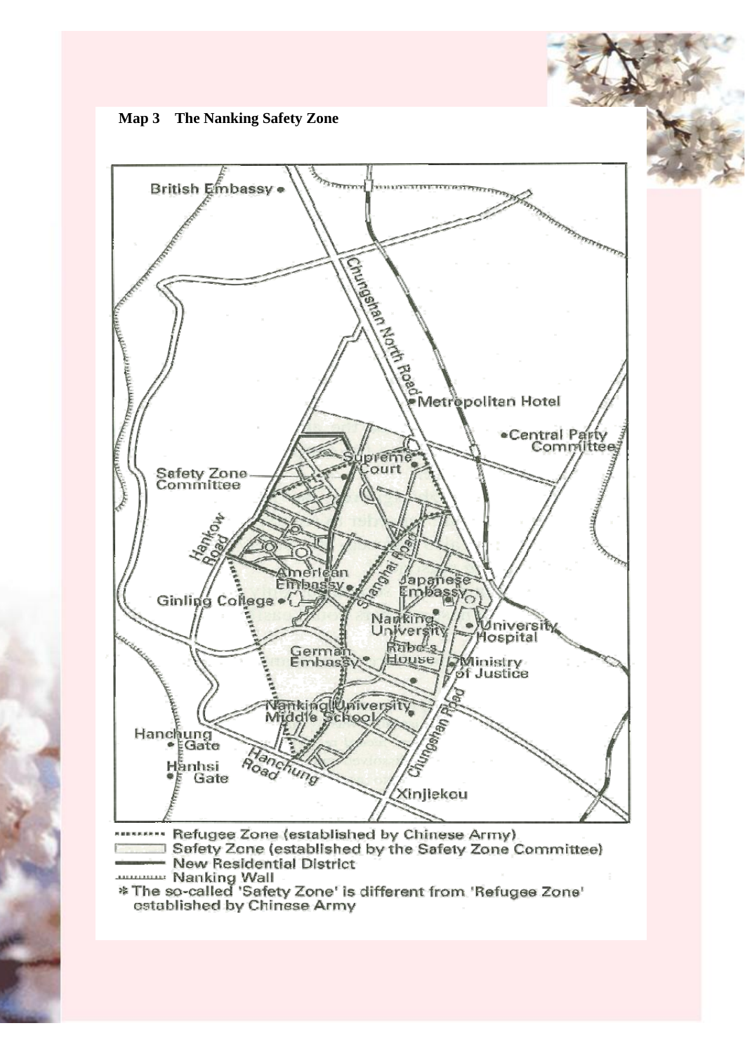**Map 3 The Nanking Safety Zone**

British Embassy

Chungshan North Road

Metropolitan Hotel

Central Party Committee

Supreme Court

Safety Zone Committee

Hankow Road

Shanghai Road

American Embassy

Japanese Embassy

Ginling College

Nanking University

University Hospital

German Embassy

Rabe's House

Ministry of Justice

Nanking University Middle School

Hanchung Gate

Hanhsi Gate

Hanchung Road

Chungshan Road

Xinjiekou

Refugee Zone (established by Chinese Army)

Safety Zone (established by the Safety Zone Committee)

New Residential District

Nanking Wall

* The so-called 'Safety Zone' is different from 'Refugee Zone' established by Chinese Army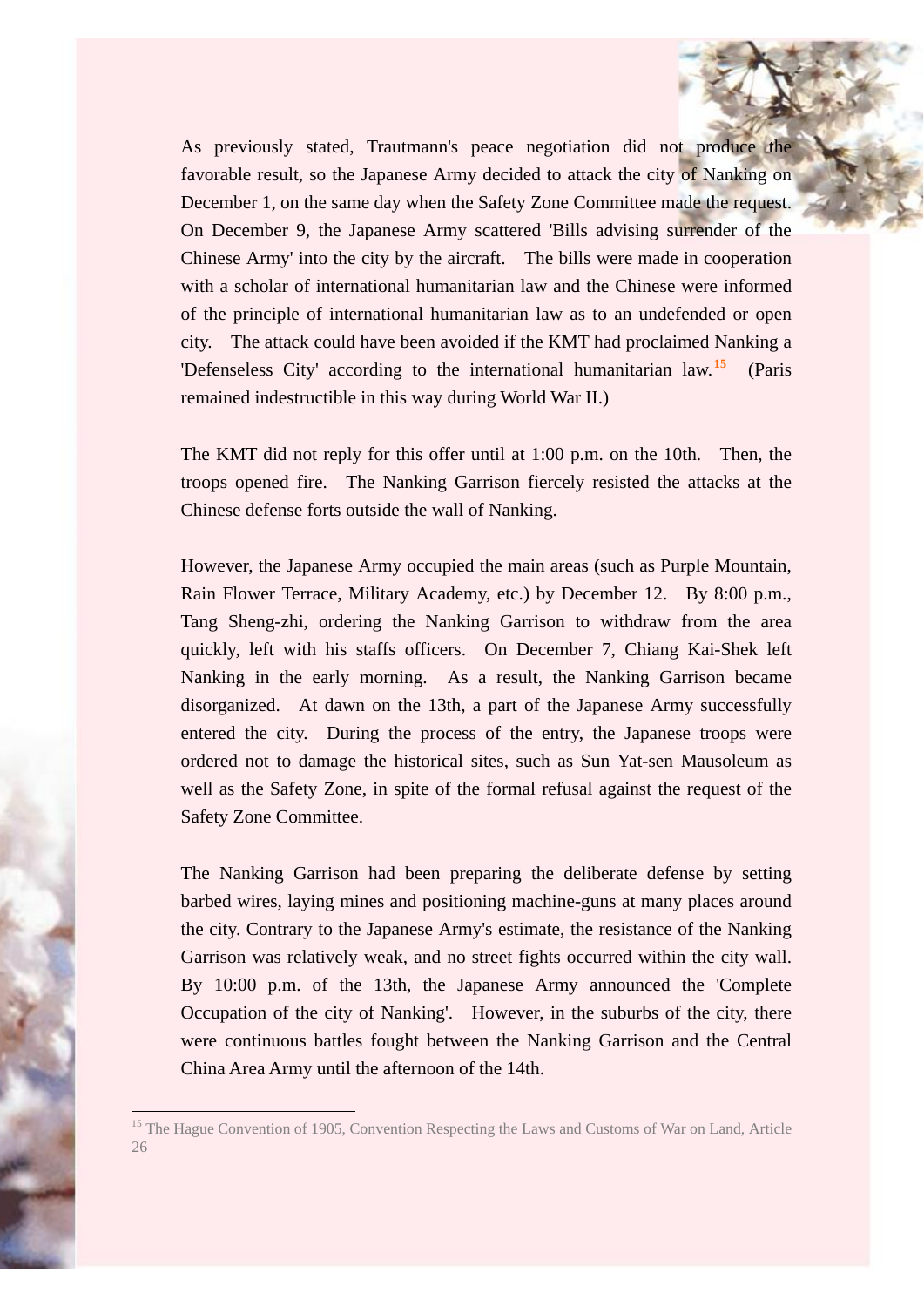As previously stated, Trautmann's peace negotiation did not produce the favorable result, so the Japanese Army decided to attack the city of Nanking on December 1, on the same day when the Safety Zone Committee made the request. On December 9, the Japanese Army scattered 'Bills advising surrender of the Chinese Army' into the city by the aircraft. The bills were made in cooperation with a scholar of international humanitarian law and the Chinese were informed of the principle of international humanitarian law as to an undefended or open city. The attack could have been avoided if the KMT had proclaimed Nanking a 'Defenseless City' according to the international humanitarian law.[15] (Paris remained indestructible in this way during World War II.)

The KMT did not reply for this offer until at 1:00 p.m. on the 10th. Then, the troops opened fire. The Nanking Garrison fiercely resisted the attacks at the Chinese defense forts outside the wall of Nanking.

However, the Japanese Army occupied the main areas (such as Purple Mountain, Rain Flower Terrace, Military Academy, etc.) by December 12. By 8:00 p.m., Tang Sheng-zhi, ordering the Nanking Garrison to withdraw from the area quickly, left with his staffs officers. On December 7, Chiang Kai-Shek left Nanking in the early morning. As a result, the Nanking Garrison became disorganized. At dawn on the 13th, a part of the Japanese Army successfully entered the city. During the process of the entry, the Japanese troops were ordered not to damage the historical sites, such as Sun Yat-sen Mausoleum as well as the Safety Zone, in spite of the formal refusal against the request of the Safety Zone Committee.

The Nanking Garrison had been preparing the deliberate defense by setting barbed wires, laying mines and positioning machine-guns at many places around the city. Contrary to the Japanese Army's estimate, the resistance of the Nanking Garrison was relatively weak, and no street fights occurred within the city wall. By 10:00 p.m. of the 13th, the Japanese Army announced the 'Complete Occupation of the city of Nanking'. However, in the suburbs of the city, there were continuous battles fought between the Nanking Garrison and the Central China Area Army until the afternoon of the 14th.

---

[15] The Hague Convention of 1905, Convention Respecting the Laws and Customs of War on Land, Article 26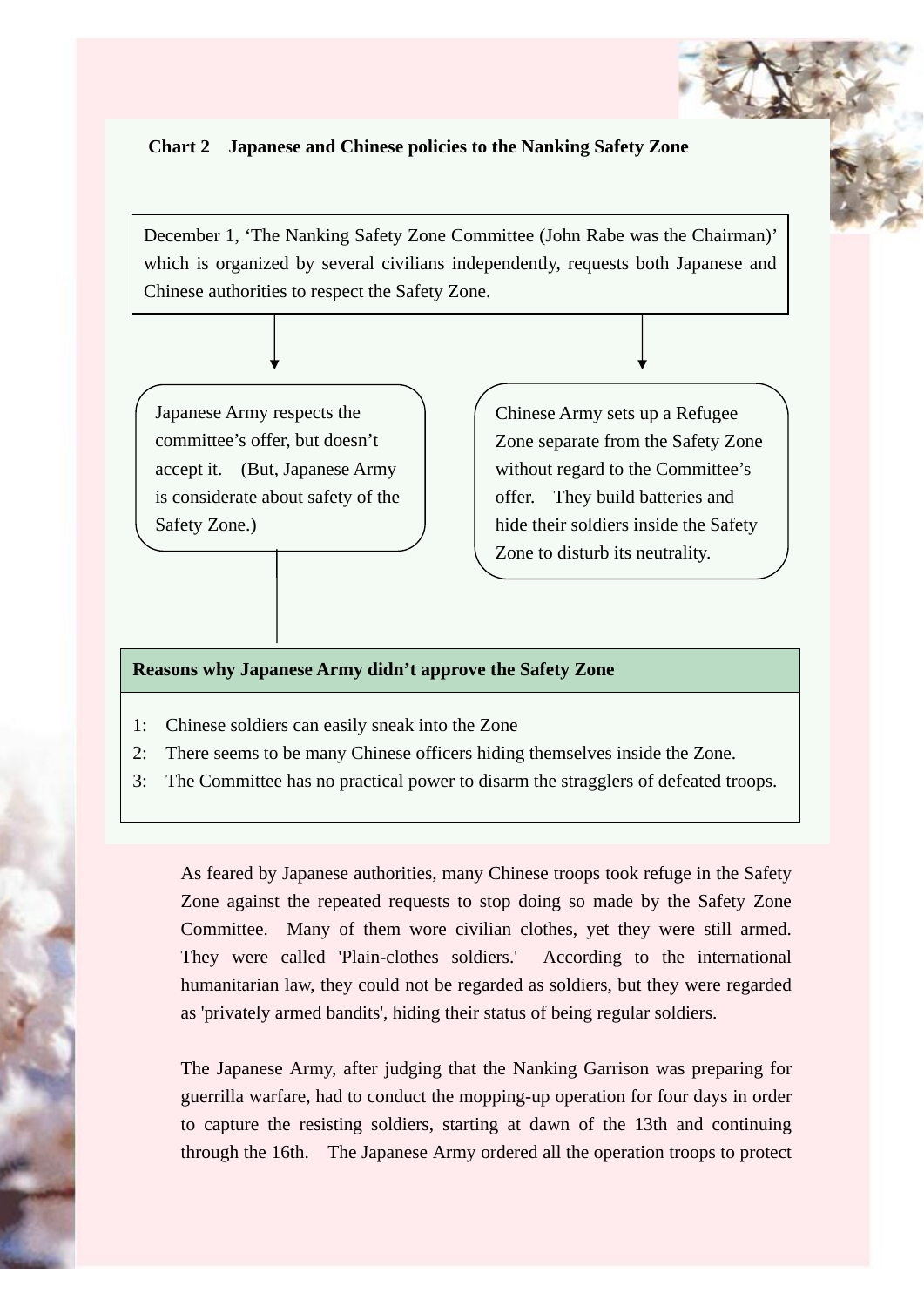**Chart 2 Japanese and Chinese policies to the Nanking Safety Zone**

December 1, 'The Nanking Safety Zone Committee (John Rabe was the Chairman)' which is organized by several civilians independently, requests both Japanese and Chinese authorities to respect the Safety Zone.

Japanese Army respects the committee's offer, but doesn't accept it. (But, Japanese Army is considerate about safety of the Safety Zone.)

Chinese Army sets up a Refugee Zone separate from the Safety Zone without regard to the Committee's offer. They build batteries and hide their soldiers inside the Safety Zone to disturb its neutrality.

| Reasons why Japanese Army didn't approve the Safety Zone |
|---|
| 1: Chinese soldiers can easily sneak into the Zone<br>2: There seems to be many Chinese officers hiding themselves inside the Zone.<br>3: The Committee has no practical power to disarm the stragglers of defeated troops. |

As feared by Japanese authorities, many Chinese troops took refuge in the Safety Zone against the repeated requests to stop doing so made by the Safety Zone Committee. Many of them wore civilian clothes, yet they were still armed. They were called 'Plain-clothes soldiers.' According to the international humanitarian law, they could not be regarded as soldiers, but they were regarded as 'privately armed bandits', hiding their status of being regular soldiers.

The Japanese Army, after judging that the Nanking Garrison was preparing for guerrilla warfare, had to conduct the mopping-up operation for four days in order to capture the resisting soldiers, starting at dawn of the 13th and continuing through the 16th. The Japanese Army ordered all the operation troops to protect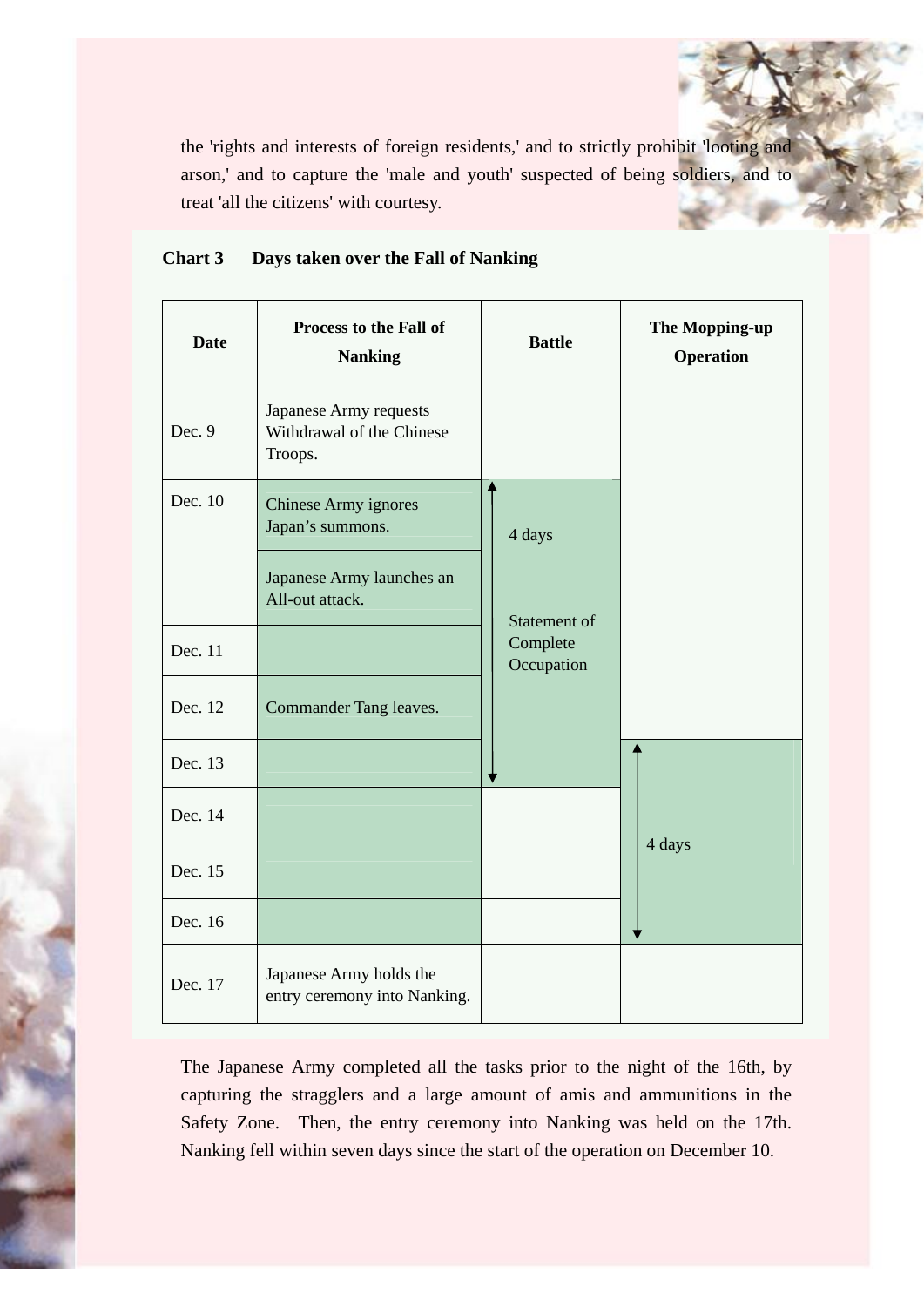the 'rights and interests of foreign residents,' and to strictly prohibit 'looting and arson,' and to capture the 'male and youth' suspected of being soldiers, and to treat 'all the citizens' with courtesy.

**Chart 3 Days taken over the Fall of Nanking**

| Date | Process to the Fall of Nanking | Battle | The Mopping-up Operation |
|---|---|---|---|
| Dec. 9 | Japanese Army requests Withdrawal of the Chinese Troops. | | |
| Dec. 10 | Chinese Army ignores Japan's summons. | 4 days | |
| | Japanese Army launches an All-out attack. | Statement of Complete Occupation | |
| Dec. 11 | | | |
| Dec. 12 | Commander Tang leaves. | | |
| Dec. 13 | | | 4 days |
| Dec. 14 | | | |
| Dec. 15 | | | |
| Dec. 16 | | | |
| Dec. 17 | Japanese Army holds the entry ceremony into Nanking. | | |

The Japanese Army completed all the tasks prior to the night of the 16th, by capturing the stragglers and a large amount of amis and ammunitions in the Safety Zone. Then, the entry ceremony into Nanking was held on the 17th. Nanking fell within seven days since the start of the operation on December 10.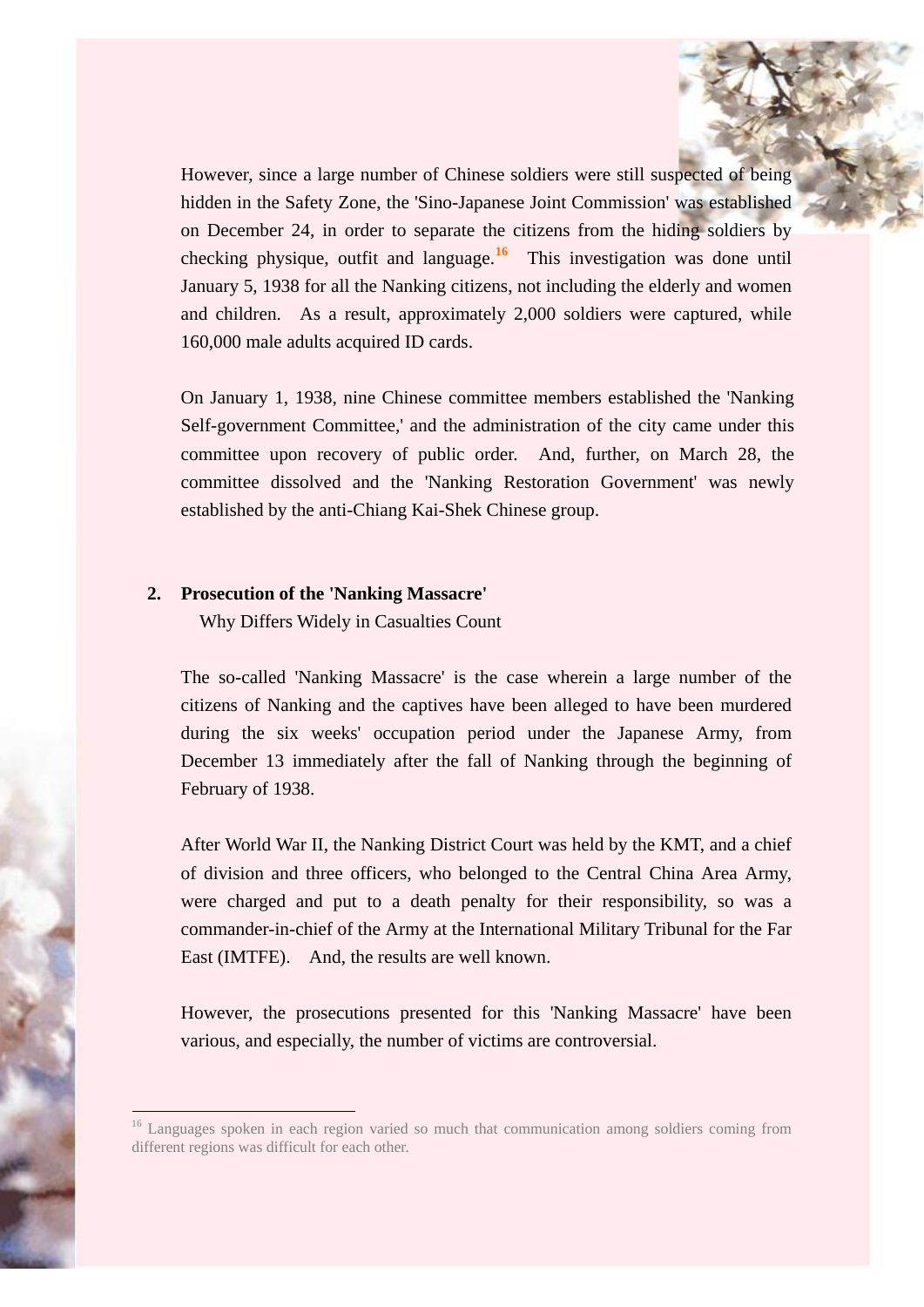However, since a large number of Chinese soldiers were still suspected of being hidden in the Safety Zone, the 'Sino-Japanese Joint Commission' was established on December 24, in order to separate the citizens from the hiding soldiers by checking physique, outfit and language.[16] This investigation was done until January 5, 1938 for all the Nanking citizens, not including the elderly and women and children. As a result, approximately 2,000 soldiers were captured, while 160,000 male adults acquired ID cards.

On January 1, 1938, nine Chinese committee members established the 'Nanking Self-government Committee,' and the administration of the city came under this committee upon recovery of public order. And, further, on March 28, the committee dissolved and the 'Nanking Restoration Government' was newly established by the anti-Chiang Kai-Shek Chinese group.

## 2. Prosecution of the 'Nanking Massacre'

Why Differs Widely in Casualties Count

The so-called 'Nanking Massacre' is the case wherein a large number of the citizens of Nanking and the captives have been alleged to have been murdered during the six weeks' occupation period under the Japanese Army, from December 13 immediately after the fall of Nanking through the beginning of February of 1938.

After World War II, the Nanking District Court was held by the KMT, and a chief of division and three officers, who belonged to the Central China Area Army, were charged and put to a death penalty for their responsibility, so was a commander-in-chief of the Army at the International Military Tribunal for the Far East (IMTFE). And, the results are well known.

However, the prosecutions presented for this 'Nanking Massacre' have been various, and especially, the number of victims are controversial.

---

[16] Languages spoken in each region varied so much that communication among soldiers coming from different regions was difficult for each other.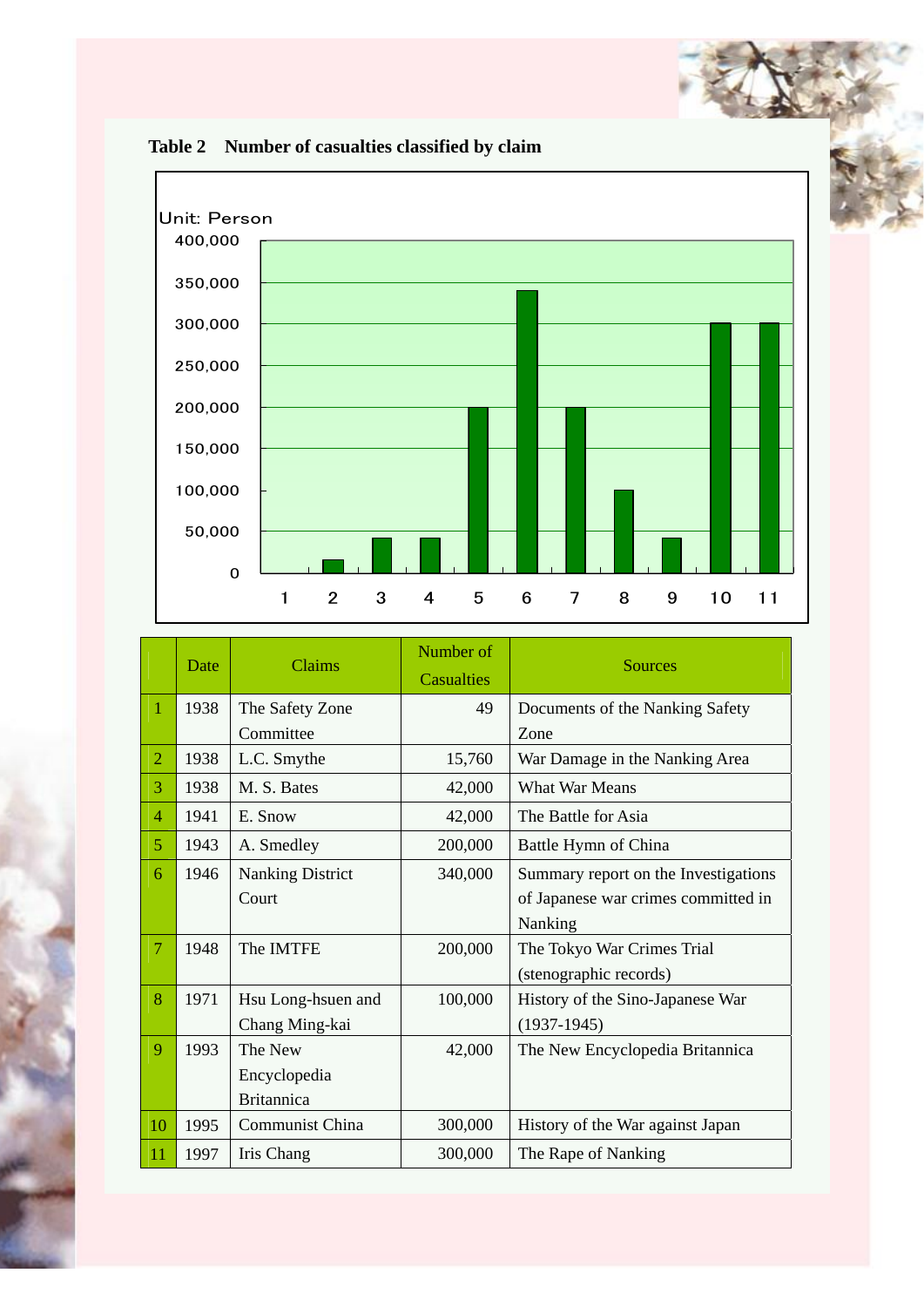**Table 2　Number of casualties classified by claim**

| | Date | Claims | Number of Casualties | Sources |
|---|---|---|---|---|
| 1 | 1938 | The Safety Zone Committee | 49 | Documents of the Nanking Safety Zone |
| 2 | 1938 | L.C. Smythe | 15,760 | War Damage in the Nanking Area |
| 3 | 1938 | M. S. Bates | 42,000 | What War Means |
| 4 | 1941 | E. Snow | 42,000 | The Battle for Asia |
| 5 | 1943 | A. Smedley | 200,000 | Battle Hymn of China |
| 6 | 1946 | Nanking District Court | 340,000 | Summary report on the Investigations of Japanese war crimes committed in Nanking |
| 7 | 1948 | The IMTFE | 200,000 | The Tokyo War Crimes Trial (stenographic records) |
| 8 | 1971 | Hsu Long-hsuen and Chang Ming-kai | 100,000 | History of the Sino-Japanese War (1937-1945) |
| 9 | 1993 | The New Encyclopedia Britannica | 42,000 | The New Encyclopedia Britannica |
| 10 | 1995 | Communist China | 300,000 | History of the War against Japan |
| 11 | 1997 | Iris Chang | 300,000 | The Rape of Nanking |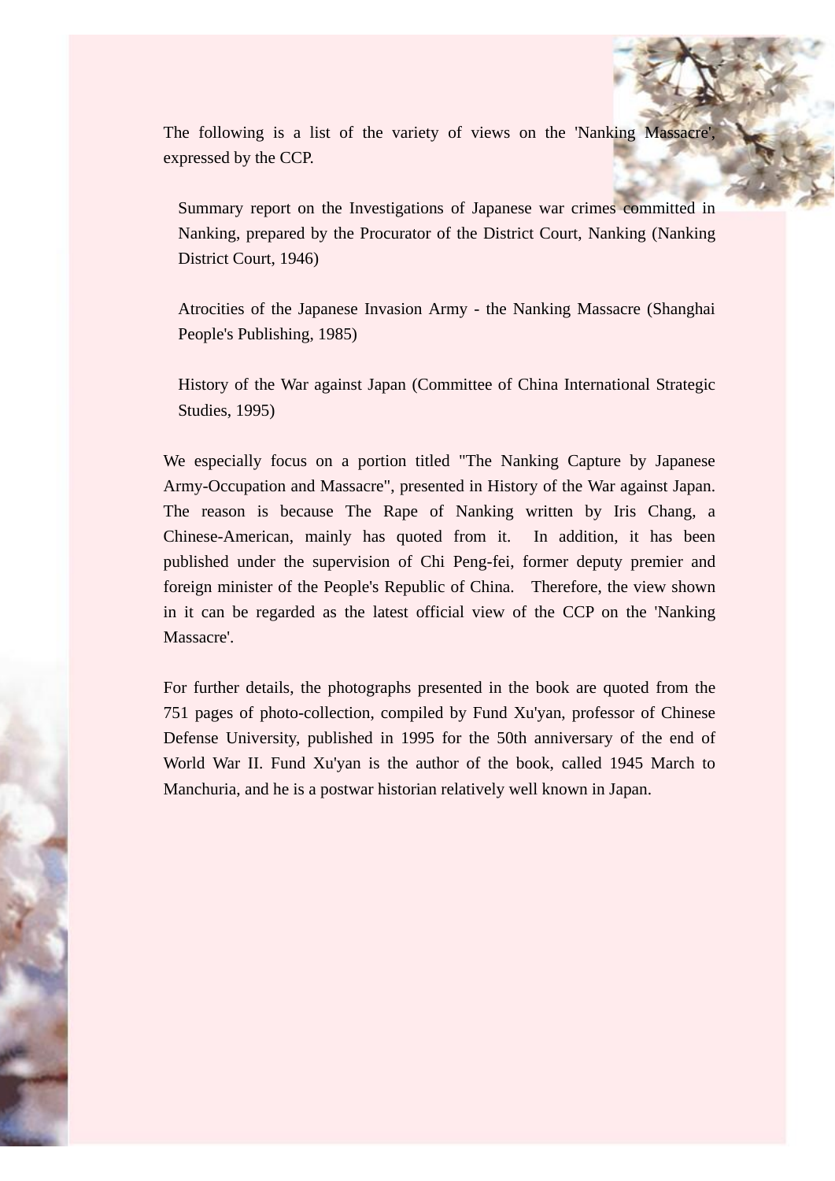The following is a list of the variety of views on the 'Nanking Massacre', expressed by the CCP.

> Summary report on the Investigations of Japanese war crimes committed in Nanking, prepared by the Procurator of the District Court, Nanking (Nanking District Court, 1946)
>
> Atrocities of the Japanese Invasion Army - the Nanking Massacre (Shanghai People's Publishing, 1985)
>
> History of the War against Japan (Committee of China International Strategic Studies, 1995)

We especially focus on a portion titled "The Nanking Capture by Japanese Army-Occupation and Massacre", presented in History of the War against Japan. The reason is because The Rape of Nanking written by Iris Chang, a Chinese-American, mainly has quoted from it. In addition, it has been published under the supervision of Chi Peng-fei, former deputy premier and foreign minister of the People's Republic of China. Therefore, the view shown in it can be regarded as the latest official view of the CCP on the 'Nanking Massacre'.

For further details, the photographs presented in the book are quoted from the 751 pages of photo-collection, compiled by Fund Xu'yan, professor of Chinese Defense University, published in 1995 for the 50th anniversary of the end of World War II. Fund Xu'yan is the author of the book, called 1945 March to Manchuria, and he is a postwar historian relatively well known in Japan.